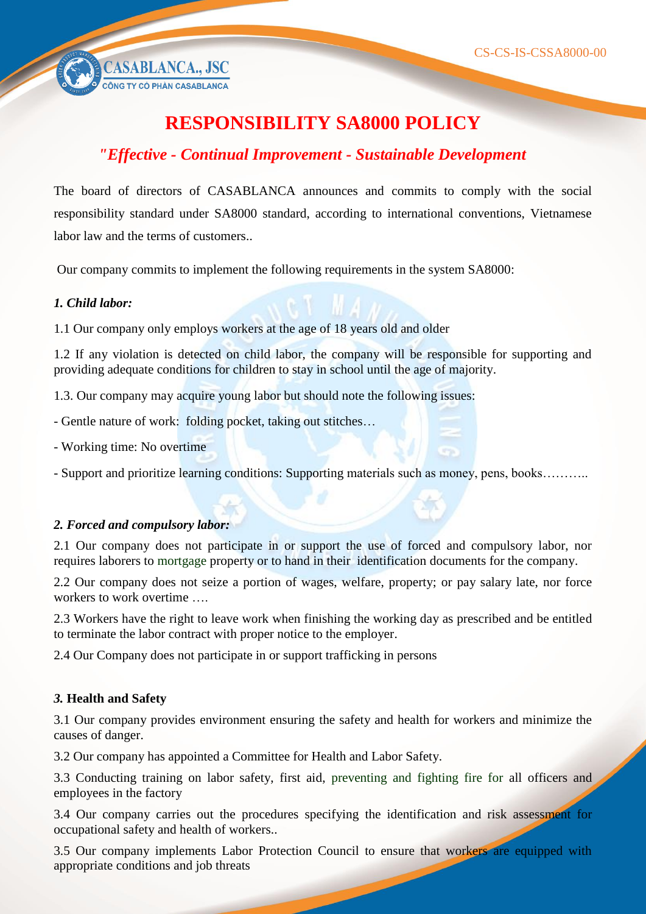# RESPONSIBILITY SA8000 POLICY

## *"Effective - Continual Improvement - Sustainable Development*

The board of directors of CASABLANCA announces and commits to comply with the social responsibility standard under SA8000 standard, according to international conventions, Vietnamese labor law and the terms of customers..

Our company commits to implement the following requirements in the system SA8000:

### *1. Child labor:*

1.1 Our company only employs workers at the age of 18 years old and older

1.2 If any violation is detected on child labor, the company will be responsible for supporting and providing adequate conditions for children to stay in school until the age of majority.

1.3. Our company may acquire young labor but should note the following issues:

- Gentle nature of work: folding pocket, taking out stitches…
- Working time: No overtime
- Support and prioritize learning conditions: Supporting materials such as money, pens, books………..

### *2. Forced and compulsory labor:*

2.1 Our company does not participate in or support the use of forced and compulsory labor, nor requires laborers to mortgage property or to hand in their identification documents for the company.

2.2 Our company does not seize a portion of wages, welfare, property; or pay salary late, nor force workers to work overtime ….

2.3 Workers have the right to leave work when finishing the working day as prescribed and be entitled to terminate the labor contract with proper notice to the employer.

2.4 Our Company does not participate in or support trafficking in persons

### *3.* Health and Safety

3.1 Our company provides environment ensuring the safety and health for workers and minimize the causes of danger.

3.2 Our company has appointed a Committee for Health and Labor Safety.

3.3 Conducting training on labor safety, first aid, preventing and fighting fire for all officers and employees in the factory

3.4 Our company carries out the procedures specifying the identification and risk assessment for occupational safety and health of workers..

3.5 Our company implements Labor Protection Council to ensure that workers are equipped with appropriate conditions and job threats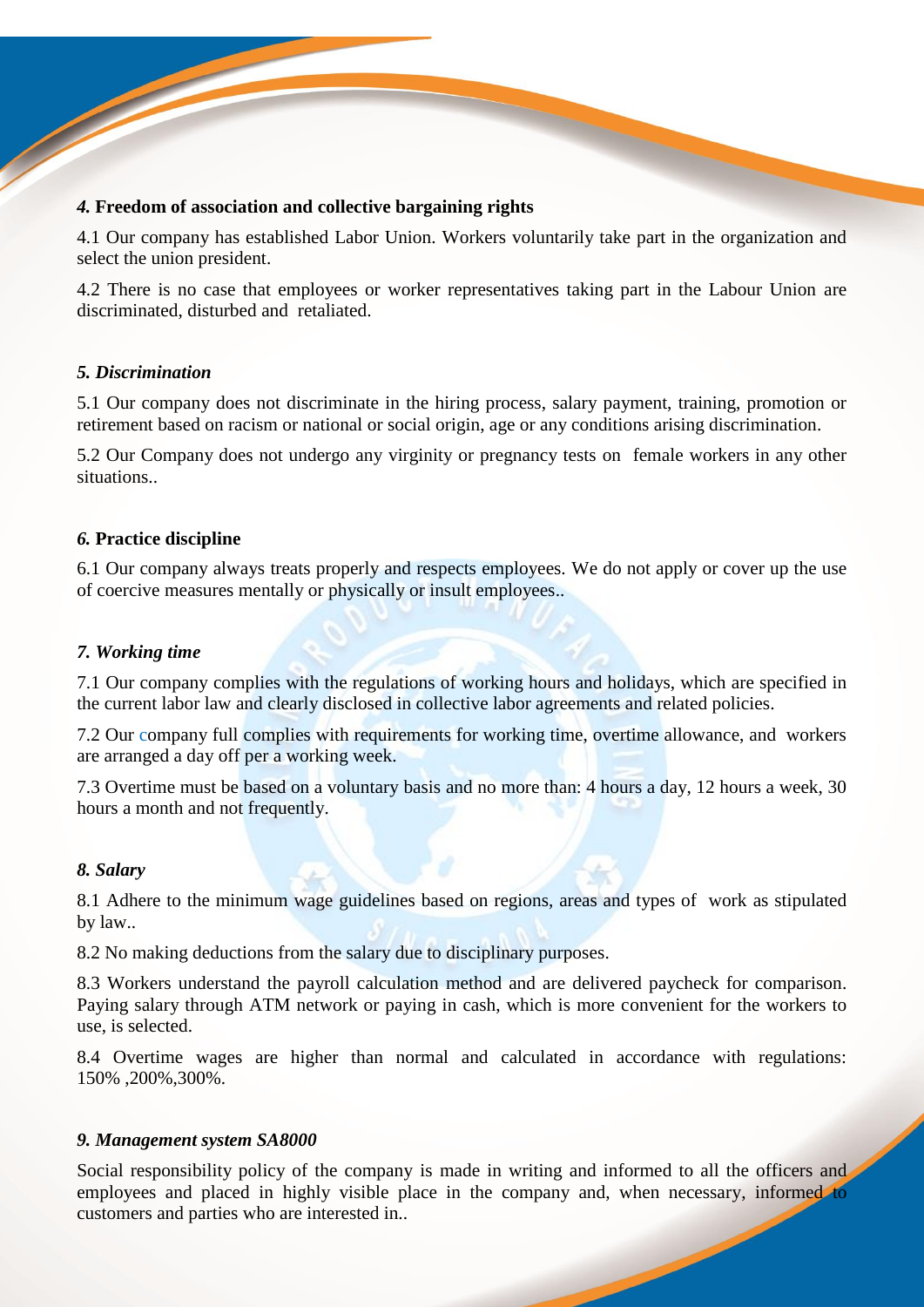### *4.* Freedom of association and collective bargaining rights

4.1 Our company has established Labor Union. Workers voluntarily take part in the organization and select the union president.

4.2 There is no case that employees or worker representatives taking part in the Labour Union are discriminated, disturbed and retaliated.

### *5. Discrimination*

5.1 Our company does not discriminate in the hiring process, salary payment, training, promotion or retirement based on racism or national or social origin, age or any conditions arising discrimination.

5.2 Our Company does not undergo any virginity or pregnancy tests on female workers in any other situations..

### *6.* Practice discipline

6.1 Our company always treats properly and respects employees. We do not apply or cover up the use of coercive measures mentally or physically or insult employees..

### *7. Working time*

7.1 Our company complies with the regulations of working hours and holidays, which are specified in the current labor law and clearly disclosed in collective labor agreements and related policies.

7.2 Our company full complies with requirements for working time, overtime allowance, and workers are arranged a day off per a working week.

7.3 Overtime must be based on a voluntary basis and no more than: 4 hours a day, 12 hours a week, 30 hours a month and not frequently.

### *8. Salary*

8.1 Adhere to the minimum wage guidelines based on regions, areas and types of work as stipulated by law..

8.2 No making deductions from the salary due to disciplinary purposes.

8.3 Workers understand the payroll calculation method and are delivered paycheck for comparison. Paying salary through ATM network or paying in cash, which is more convenient for the workers to use, is selected.

8.4 Overtime wages are higher than normal and calculated in accordance with regulations: 150% ,200%,300%.

### *9. Management system SA8000*

Social responsibility policy of the company is made in writing and informed to all the officers and employees and placed in highly visible place in the company and, when necessary, informed to customers and parties who are interested in..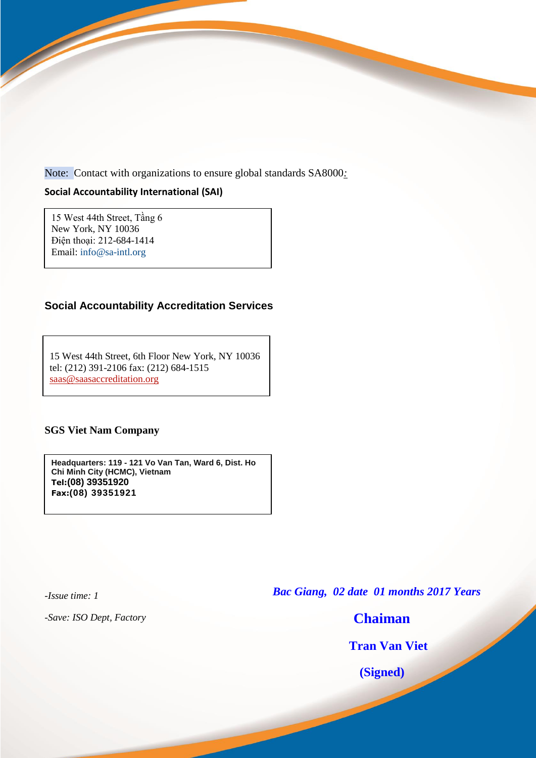Note: Contact with organizations to ensure global standards SA8000:

**Social Accountability International (SAI)**

15 West 44th Street, Tầng 6
New York, NY 10036
Điện thoại: 212-684-1414
Email: info@sa-intl.org

**Social Accountability Accreditation Services**

15 West 44th Street, 6th Floor New York, NY 10036
tel: (212) 391-2106 fax: (212) 684-1515
saas@saasaccreditation.org

**SGS Viet Nam Company**

**Headquarters: 119 - 121 Vo Van Tan, Ward 6, Dist. Ho Chi Minh City (HCMC), Vietnam**
**Tel:(08) 39351920**
**Fax:(08) 39351921**

*-Issue time: 1*

*-Save: ISO Dept, Factory*

***Bac Giang, 02 date 01 months 2017 Years***

**Chaiman**

**Tran Van Viet**

**(Signed)**